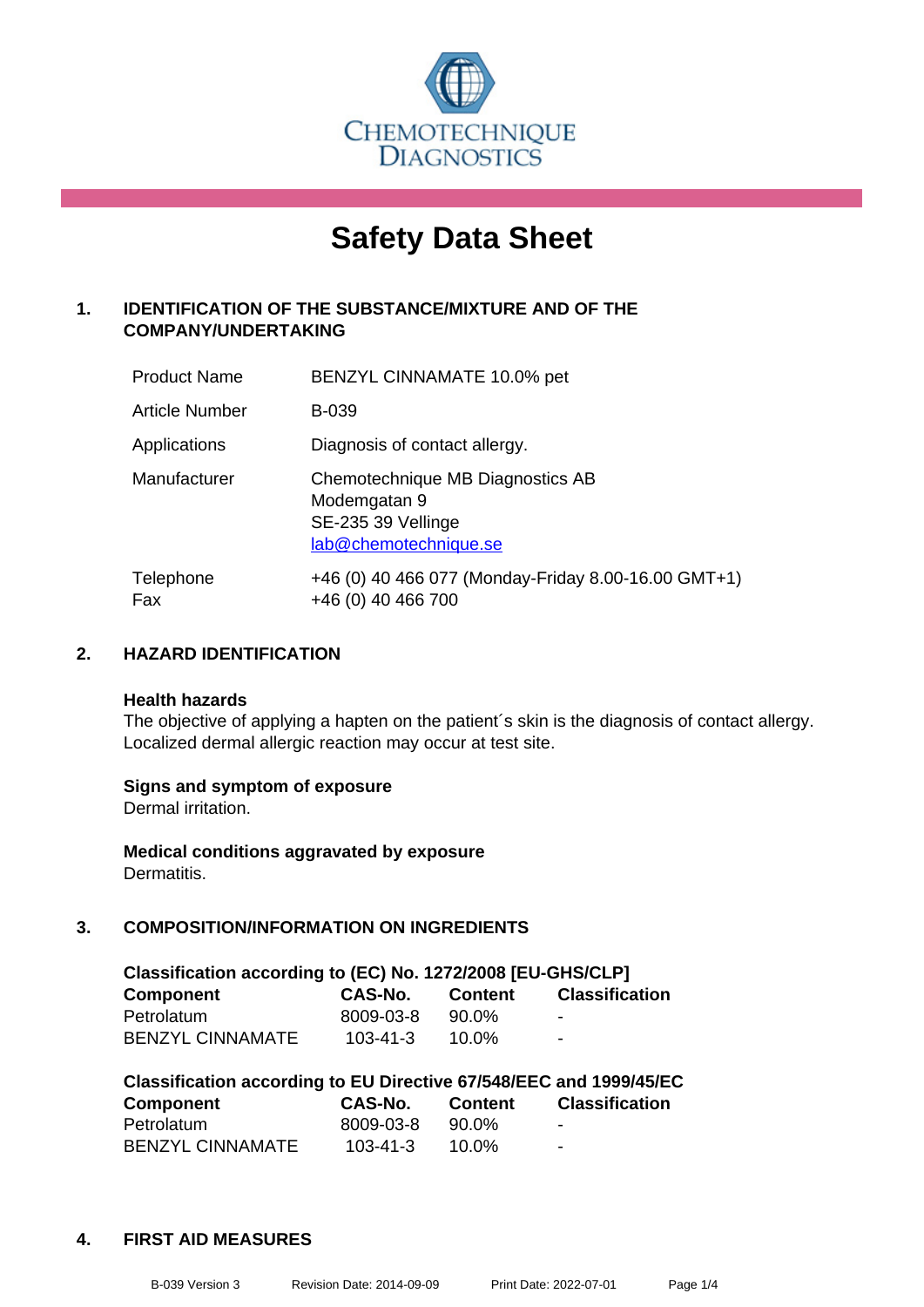CHEMOTECHNIQUE DIAGNOSTICS

# Safety Data Sheet

## 1. IDENTIFICATION OF THE SUBSTANCE/MIXTURE AND OF THE COMPANY/UNDERTAKING

| | |
|---|---|
| Product Name | BENZYL CINNAMATE 10.0% pet |
| Article Number | B-039 |
| Applications | Diagnosis of contact allergy. |
| Manufacturer | Chemotechnique MB Diagnostics AB<br>Modemgatan 9<br>SE-235 39 Vellinge<br>lab@chemotechnique.se |
| Telephone<br>Fax | +46 (0) 40 466 077 (Monday-Friday 8.00-16.00 GMT+1)<br>+46 (0) 40 466 700 |

## 2. HAZARD IDENTIFICATION

**Health hazards**
The objective of applying a hapten on the patient´s skin is the diagnosis of contact allergy. Localized dermal allergic reaction may occur at test site.

**Signs and symptom of exposure**
Dermal irritation.

**Medical conditions aggravated by exposure**
Dermatitis.

## 3. COMPOSITION/INFORMATION ON INGREDIENTS

**Classification according to (EC) No. 1272/2008 [EU-GHS/CLP]**

| Component | CAS-No. | Content | Classification |
|---|---|---|---|
| Petrolatum | 8009-03-8 | 90.0% | - |
| BENZYL CINNAMATE | 103-41-3 | 10.0% | - |

**Classification according to EU Directive 67/548/EEC and 1999/45/EC**

| Component | CAS-No. | Content | Classification |
|---|---|---|---|
| Petrolatum | 8009-03-8 | 90.0% | - |
| BENZYL CINNAMATE | 103-41-3 | 10.0% | - |

## 4. FIRST AID MEASURES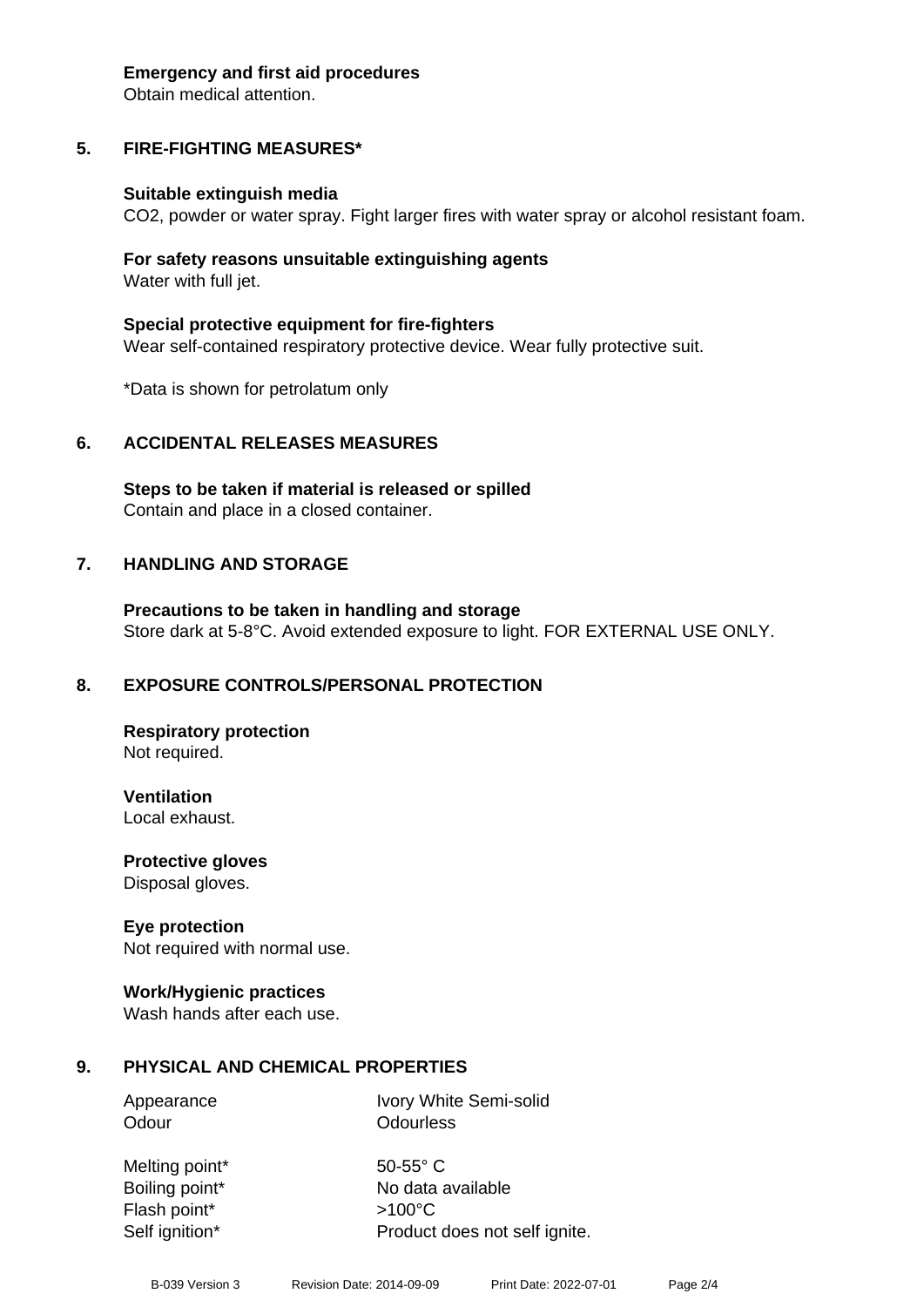**Emergency and first aid procedures**
Obtain medical attention.

## 5. FIRE-FIGHTING MEASURES*

**Suitable extinguish media**
$CO_2$, powder or water spray. Fight larger fires with water spray or alcohol resistant foam.

**For safety reasons unsuitable extinguishing agents**
Water with full jet.

**Special protective equipment for fire-fighters**
Wear self-contained respiratory protective device. Wear fully protective suit.

*Data is shown for petrolatum only

## 6. ACCIDENTAL RELEASES MEASURES

**Steps to be taken if material is released or spilled**
Contain and place in a closed container.

## 7. HANDLING AND STORAGE

**Precautions to be taken in handling and storage**
Store dark at 5-8°C. Avoid extended exposure to light. FOR EXTERNAL USE ONLY.

## 8. EXPOSURE CONTROLS/PERSONAL PROTECTION

**Respiratory protection**
Not required.

**Ventilation**
Local exhaust.

**Protective gloves**
Disposal gloves.

**Eye protection**
Not required with normal use.

**Work/Hygienic practices**
Wash hands after each use.

## 9. PHYSICAL AND CHEMICAL PROPERTIES

| | |
|---|---|
| Appearance | Ivory White Semi-solid |
| Odour | Odourless |
| Melting point* | 50-55° C |
| Boiling point* | No data available |
| Flash point* | >100°C |
| Self ignition* | Product does not self ignite. |

B-039 Version 3 Revision Date: 2014-09-09 Print Date: 2022-07-01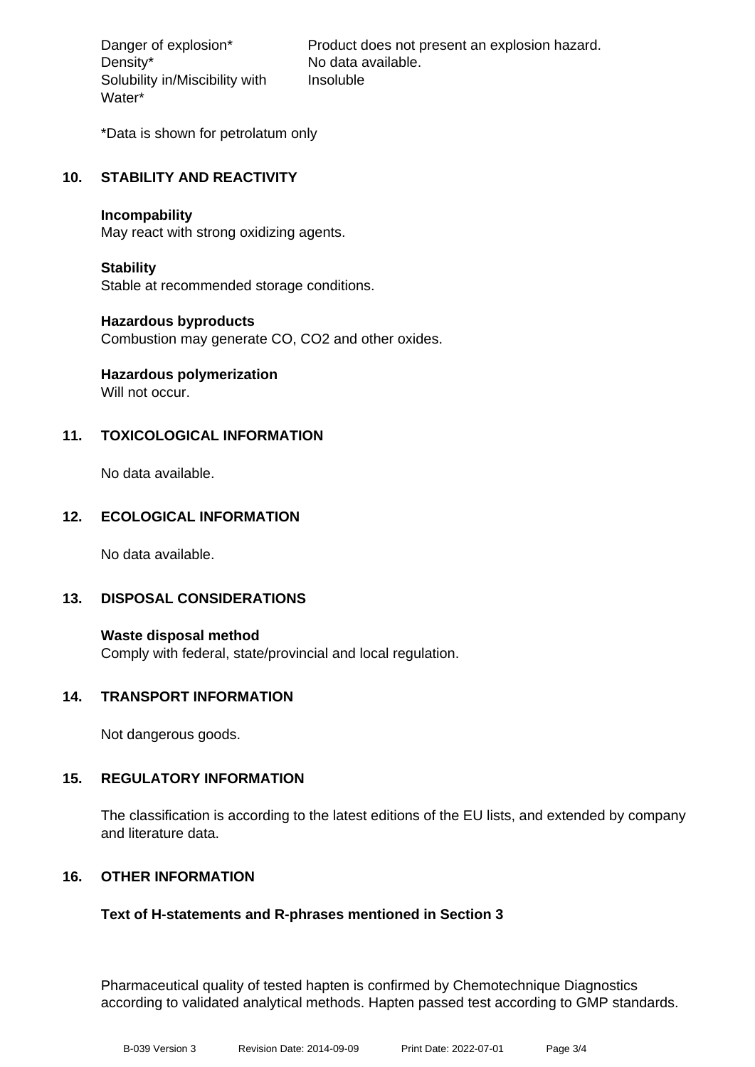| | |
|---|---|
| Danger of explosion* | Product does not present an explosion hazard. |
| Density* | No data available. |
| Solubility in/Miscibility with Water* | Insoluble |

*Data is shown for petrolatum only

## 10. STABILITY AND REACTIVITY

**Incompability**
May react with strong oxidizing agents.

**Stability**
Stable at recommended storage conditions.

**Hazardous byproducts**
Combustion may generate CO, $CO_2$ and other oxides.

**Hazardous polymerization**
Will not occur.

## 11. TOXICOLOGICAL INFORMATION

No data available.

## 12. ECOLOGICAL INFORMATION

No data available.

## 13. DISPOSAL CONSIDERATIONS

**Waste disposal method**
Comply with federal, state/provincial and local regulation.

## 14. TRANSPORT INFORMATION

Not dangerous goods.

## 15. REGULATORY INFORMATION

The classification is according to the latest editions of the EU lists, and extended by company and literature data.

## 16. OTHER INFORMATION

**Text of H-statements and R-phrases mentioned in Section 3**

Pharmaceutical quality of tested hapten is confirmed by Chemotechnique Diagnostics according to validated analytical methods. Hapten passed test according to GMP standards.

B-039 Version 3 Revision Date: 2014-09-09 Print Date: 2022-07-01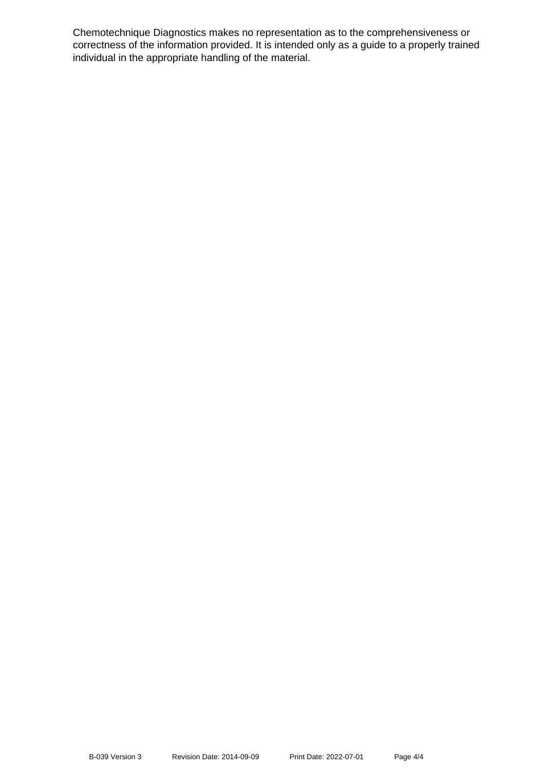Chemotechnique Diagnostics makes no representation as to the comprehensiveness or correctness of the information provided. It is intended only as a guide to a properly trained individual in the appropriate handling of the material.